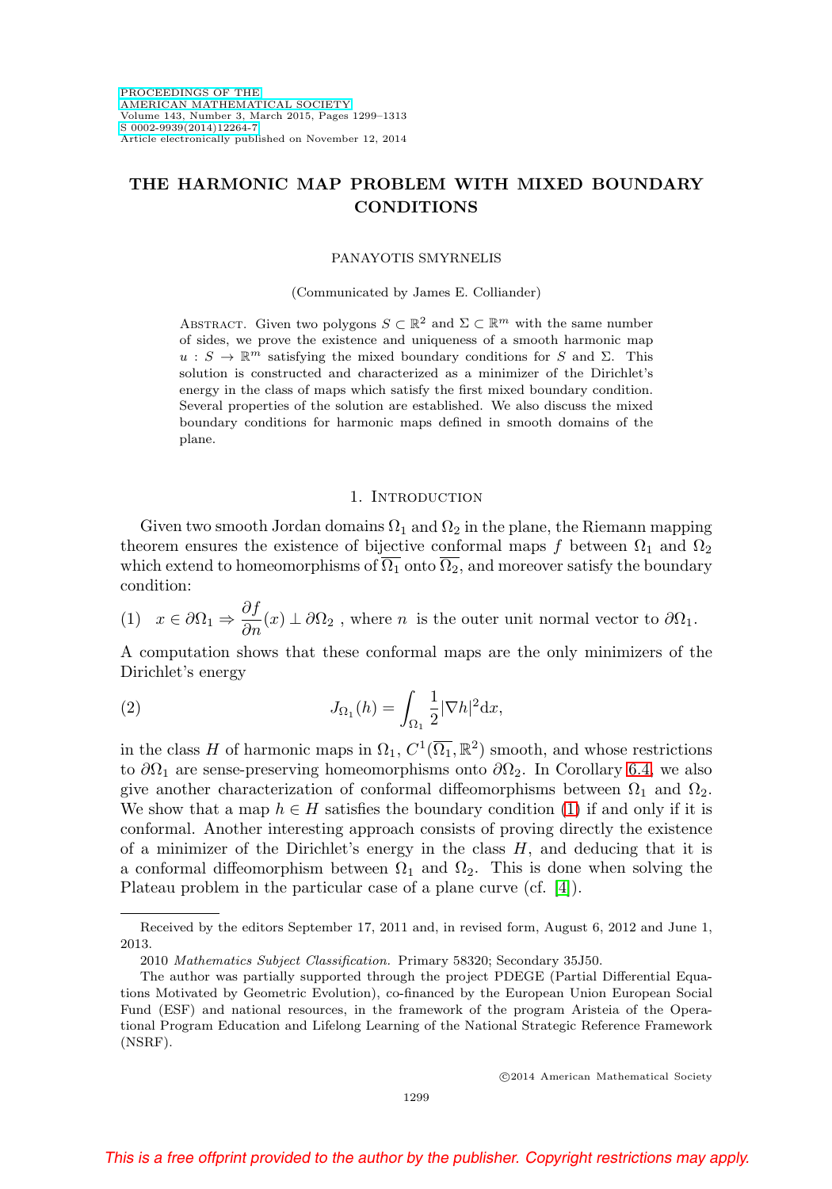# THE HARMONIC MAP PROBLEM WITH MIXED BOUNDARY CONDITIONS

PANAYOTIS SMYRNELIS

(Communicated by James E. Colliander)

Abstract. Given two polygons $S \subset \mathbb{R}^2$ and $\Sigma \subset \mathbb{R}^m$ with the same number of sides, we prove the existence and uniqueness of a smooth harmonic map $u : S \to \mathbb{R}^m$ satisfying the mixed boundary conditions for $S$ and $\Sigma$. This solution is constructed and characterized as a minimizer of the Dirichlet's energy in the class of maps which satisfy the first mixed boundary condition. Several properties of the solution are established. We also discuss the mixed boundary conditions for harmonic maps defined in smooth domains of the plane.

## 1. Introduction

Given two smooth Jordan domains $\Omega_1$ and $\Omega_2$ in the plane, the Riemann mapping theorem ensures the existence of bijective conformal maps $f$ between $\Omega_1$ and $\Omega_2$ which extend to homeomorphisms of $\overline{\Omega_1}$ onto $\overline{\Omega_2}$, and moreover satisfy the boundary condition:

$$x \in \partial\Omega_1 \Rightarrow \frac{\partial f}{\partial n}(x) \perp \partial\Omega_2 \text{ , where } n \text{ is the outer unit normal vector to } \partial\Omega_1. \tag{1}$$

A computation shows that these conformal maps are the only minimizers of the Dirichlet's energy

$$J_{\Omega_1}(h) = \int_{\Omega_1} \frac{1}{2}|\nabla h|^2 \mathrm{d}x, \tag{2}$$

in the class $H$ of harmonic maps in $\Omega_1$, $C^1(\overline{\Omega_1}, \mathbb{R}^2)$ smooth, and whose restrictions to $\partial\Omega_1$ are sense-preserving homeomorphisms onto $\partial\Omega_2$. In Corollary 6.4, we also give another characterization of conformal diffeomorphisms between $\Omega_1$ and $\Omega_2$. We show that a map $h \in H$ satisfies the boundary condition (1) if and only if it is conformal. Another interesting approach consists of proving directly the existence of a minimizer of the Dirichlet's energy in the class $H$, and deducing that it is a conformal diffeomorphism between $\Omega_1$ and $\Omega_2$. This is done when solving the Plateau problem in the particular case of a plane curve (cf. [4]).

Received by the editors September 17, 2011 and, in revised form, August 6, 2012 and June 1, 2013.

2010 *Mathematics Subject Classification.* Primary 58320; Secondary 35J50.

The author was partially supported through the project PDEGE (Partial Differential Equations Motivated by Geometric Evolution), co-financed by the European Union European Social Fund (ESF) and national resources, in the framework of the program Aristeia of the Operational Program Education and Lifelong Learning of the National Strategic Reference Framework (NSRF).

©2014 American Mathematical Society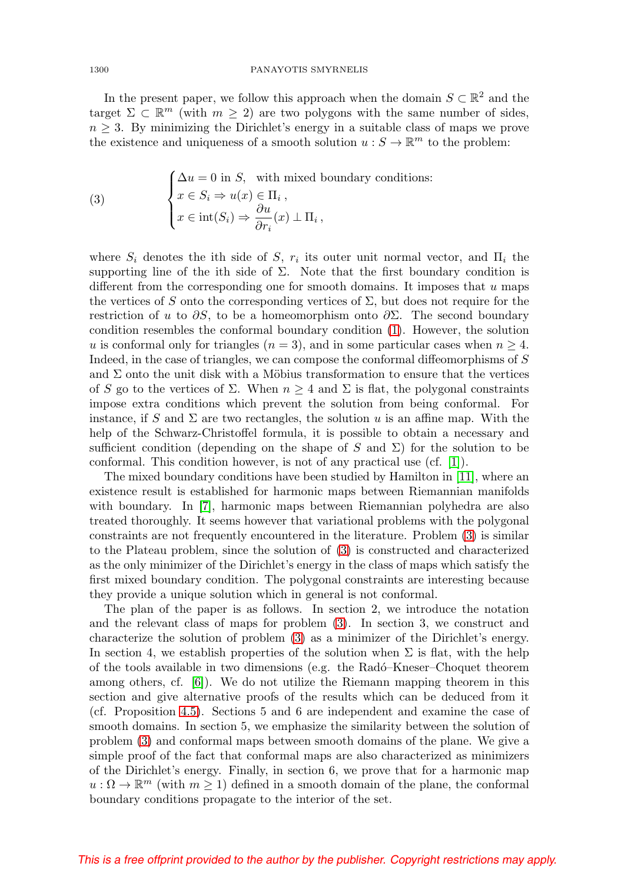In the present paper, we follow this approach when the domain $S \subset \mathbb{R}^2$ and the target $\Sigma \subset \mathbb{R}^m$ (with $m \geq 2$) are two polygons with the same number of sides, $n \geq 3$. By minimizing the Dirichlet's energy in a suitable class of maps we prove the existence and uniqueness of a smooth solution $u : S \to \mathbb{R}^m$ to the problem:

$$
\begin{cases} \Delta u = 0 \text{ in } S, \quad \text{with mixed boundary conditions:} \\ x \in S_i \Rightarrow u(x) \in \Pi_i \,, \\ x \in \operatorname{int}(S_i) \Rightarrow \dfrac{\partial u}{\partial r_i}(x) \perp \Pi_i \,, \end{cases} \tag{3}
$$

where $S_i$ denotes the ith side of $S$, $r_i$ its outer unit normal vector, and $\Pi_i$ the supporting line of the ith side of $\Sigma$. Note that the first boundary condition is different from the corresponding one for smooth domains. It imposes that $u$ maps the vertices of $S$ onto the corresponding vertices of $\Sigma$, but does not require for the restriction of $u$ to $\partial S$, to be a homeomorphism onto $\partial\Sigma$. The second boundary condition resembles the conformal boundary condition (1). However, the solution $u$ is conformal only for triangles ($n = 3$), and in some particular cases when $n \geq 4$. Indeed, in the case of triangles, we can compose the conformal diffeomorphisms of $S$ and $\Sigma$ onto the unit disk with a Möbius transformation to ensure that the vertices of $S$ go to the vertices of $\Sigma$. When $n \geq 4$ and $\Sigma$ is flat, the polygonal constraints impose extra conditions which prevent the solution from being conformal. For instance, if $S$ and $\Sigma$ are two rectangles, the solution $u$ is an affine map. With the help of the Schwarz-Christoffel formula, it is possible to obtain a necessary and sufficient condition (depending on the shape of $S$ and $\Sigma$) for the solution to be conformal. This condition however, is not of any practical use (cf. [1]).

The mixed boundary conditions have been studied by Hamilton in [11], where an existence result is established for harmonic maps between Riemannian manifolds with boundary. In [7], harmonic maps between Riemannian polyhedra are also treated thoroughly. It seems however that variational problems with the polygonal constraints are not frequently encountered in the literature. Problem (3) is similar to the Plateau problem, since the solution of (3) is constructed and characterized as the only minimizer of the Dirichlet's energy in the class of maps which satisfy the first mixed boundary condition. The polygonal constraints are interesting because they provide a unique solution which in general is not conformal.

The plan of the paper is as follows. In section 2, we introduce the notation and the relevant class of maps for problem (3). In section 3, we construct and characterize the solution of problem (3) as a minimizer of the Dirichlet's energy. In section 4, we establish properties of the solution when $\Sigma$ is flat, with the help of the tools available in two dimensions (e.g. the Radó–Kneser–Choquet theorem among others, cf. [6]). We do not utilize the Riemann mapping theorem in this section and give alternative proofs of the results which can be deduced from it (cf. Proposition 4.5). Sections 5 and 6 are independent and examine the case of smooth domains. In section 5, we emphasize the similarity between the solution of problem (3) and conformal maps between smooth domains of the plane. We give a simple proof of the fact that conformal maps are also characterized as minimizers of the Dirichlet's energy. Finally, in section 6, we prove that for a harmonic map $u : \Omega \to \mathbb{R}^m$ (with $m \geq 1$) defined in a smooth domain of the plane, the conformal boundary conditions propagate to the interior of the set.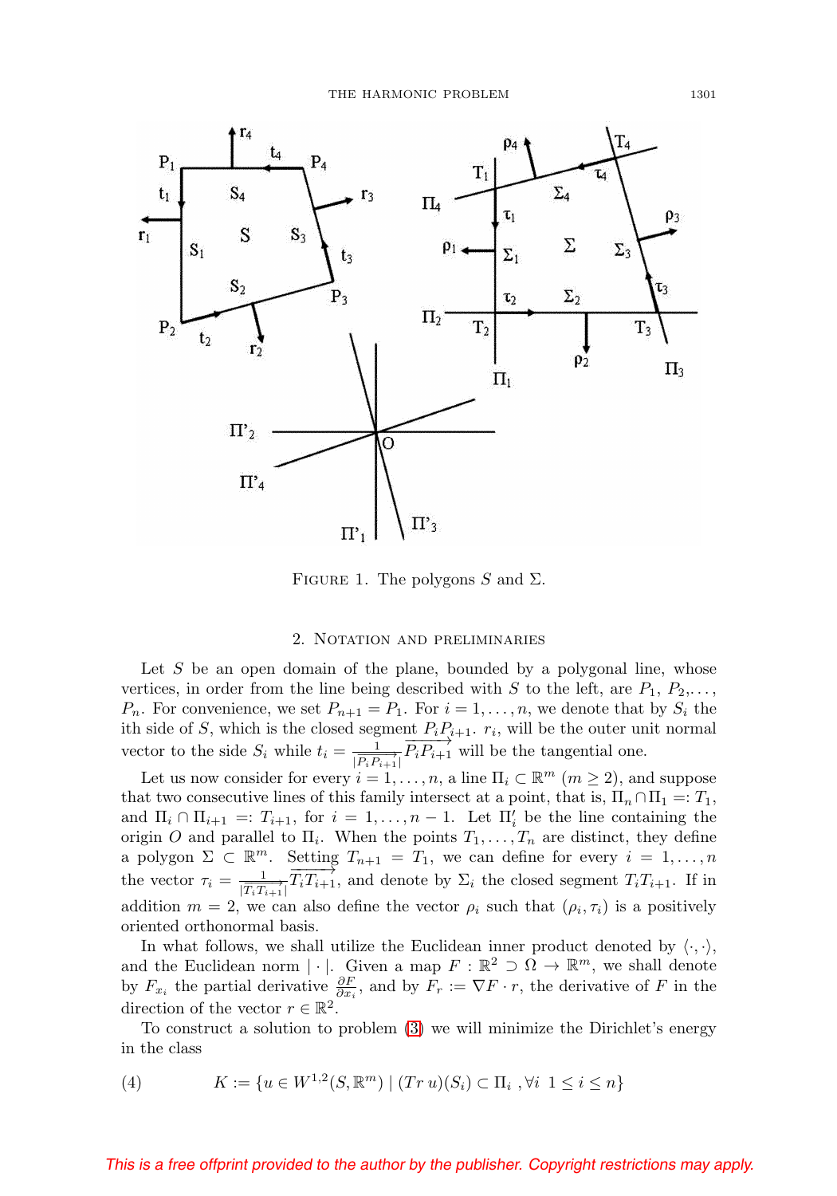FIGURE 1. The polygons $S$ and $\Sigma$.

## 2. NOTATION AND PRELIMINARIES

Let $S$ be an open domain of the plane, bounded by a polygonal line, whose vertices, in order from the line being described with $S$ to the left, are $P_1, P_2, \ldots, P_n$. For convenience, we set $P_{n+1} = P_1$. For $i = 1, \ldots, n$, we denote that by $S_i$ the ith side of $S$, which is the closed segment $P_iP_{i+1}$. $r_i$, will be the outer unit normal vector to the side $S_i$ while $t_i = \frac{1}{|\overrightarrow{P_iP_{i+1}}|}\overrightarrow{P_iP_{i+1}}$ will be the tangential one.

Let us now consider for every $i = 1, \ldots, n$, a line $\Pi_i \subset \mathbb{R}^m$ $(m \geq 2)$, and suppose that two consecutive lines of this family intersect at a point, that is, $\Pi_n \cap \Pi_1 =: T_1$, and $\Pi_i \cap \Pi_{i+1} =: T_{i+1}$, for $i = 1, \ldots, n-1$. Let $\Pi'_i$ be the line containing the origin $O$ and parallel to $\Pi_i$. When the points $T_1, \ldots, T_n$ are distinct, they define a polygon $\Sigma \subset \mathbb{R}^m$. Setting $T_{n+1} = T_1$, we can define for every $i = 1, \ldots, n$ the vector $\tau_i = \frac{1}{|\overrightarrow{T_iT_{i+1}}|}\overrightarrow{T_iT_{i+1}}$, and denote by $\Sigma_i$ the closed segment $T_iT_{i+1}$. If in addition $m = 2$, we can also define the vector $\rho_i$ such that $(\rho_i, \tau_i)$ is a positively oriented orthonormal basis.

In what follows, we shall utilize the Euclidean inner product denoted by $\langle \cdot, \cdot \rangle$, and the Euclidean norm $|\cdot|$. Given a map $F : \mathbb{R}^2 \supset \Omega \to \mathbb{R}^m$, we shall denote by $F_{x_i}$ the partial derivative $\frac{\partial F}{\partial x_i}$, and by $F_r := \nabla F \cdot r$, the derivative of $F$ in the direction of the vector $r \in \mathbb{R}^2$.

To construct a solution to problem (3) we will minimize the Dirichlet's energy in the class

$$K := \{u \in W^{1,2}(S, \mathbb{R}^m) \mid (Tr\, u)(S_i) \subset \Pi_i \ , \forall i \ 1 \leq i \leq n\} \tag{4}$$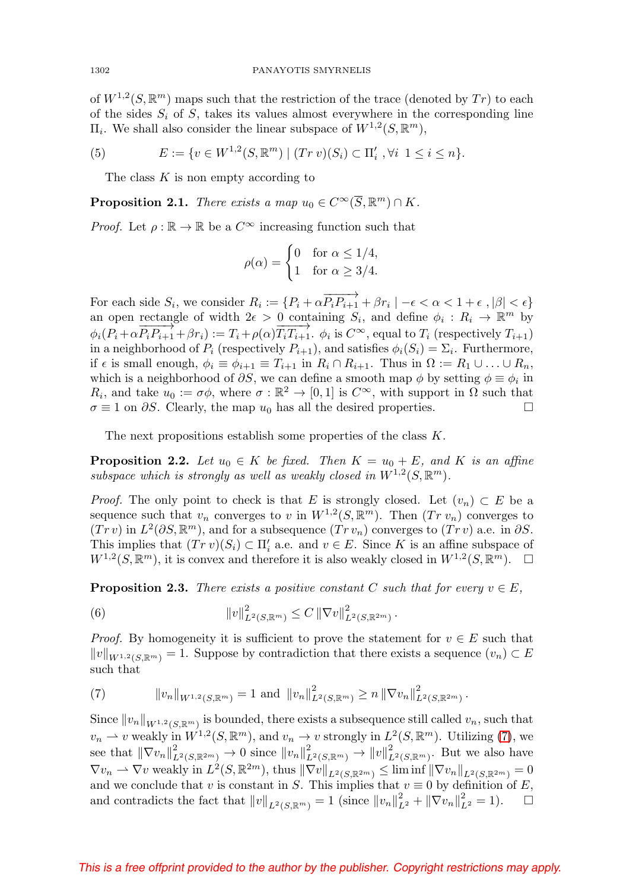of $W^{1,2}(S,\mathbb{R}^m)$ maps such that the restriction of the trace (denoted by $Tr$) to each of the sides $S_i$ of $S$, takes its values almost everywhere in the corresponding line $\Pi_i$. We shall also consider the linear subspace of $W^{1,2}(S,\mathbb{R}^m)$,

$$E := \{v \in W^{1,2}(S,\mathbb{R}^m) \mid (Tr\, v)(S_i) \subset \Pi_i' \,, \forall i \;\; 1 \leq i \leq n\}. \tag{5}$$

The class $K$ is non empty according to

**Proposition 2.1.** *There exists a map $u_0 \in C^\infty(\overline{S},\mathbb{R}^m) \cap K$.*

*Proof.* Let $\rho : \mathbb{R} \to \mathbb{R}$ be a $C^\infty$ increasing function such that

$$\rho(\alpha) = \begin{cases} 0 & \text{for } \alpha \leq 1/4, \\ 1 & \text{for } \alpha \geq 3/4. \end{cases}$$

For each side $S_i$, we consider $R_i := \{P_i + \alpha\overrightarrow{P_iP_{i+1}} + \beta r_i \mid -\epsilon < \alpha < 1+\epsilon \,, |\beta| < \epsilon\}$ an open rectangle of width $2\epsilon > 0$ containing $S_i$, and define $\phi_i : R_i \to \mathbb{R}^m$ by $\phi_i(P_i + \alpha\overrightarrow{P_iP_{i+1}} + \beta r_i) := T_i + \rho(\alpha)\overrightarrow{T_iT_{i+1}}$. $\phi_i$ is $C^\infty$, equal to $T_i$ (respectively $T_{i+1}$) in a neighborhood of $P_i$ (respectively $P_{i+1}$), and satisfies $\phi_i(S_i) = \Sigma_i$. Furthermore, if $\epsilon$ is small enough, $\phi_i \equiv \phi_{i+1} \equiv T_{i+1}$ in $R_i \cap R_{i+1}$. Thus in $\Omega := R_1 \cup \ldots \cup R_n$, which is a neighborhood of $\partial S$, we can define a smooth map $\phi$ by setting $\phi \equiv \phi_i$ in $R_i$, and take $u_0 := \sigma\phi$, where $\sigma : \mathbb{R}^2 \to [0,1]$ is $C^\infty$, with support in $\Omega$ such that $\sigma \equiv 1$ on $\partial S$. Clearly, the map $u_0$ has all the desired properties. □

The next propositions establish some properties of the class $K$.

**Proposition 2.2.** *Let $u_0 \in K$ be fixed. Then $K = u_0 + E$, and $K$ is an affine subspace which is strongly as well as weakly closed in $W^{1,2}(S,\mathbb{R}^m)$.*

*Proof.* The only point to check is that $E$ is strongly closed. Let $(v_n) \subset E$ be a sequence such that $v_n$ converges to $v$ in $W^{1,2}(S,\mathbb{R}^m)$. Then $(Tr\, v_n)$ converges to $(Tr\, v)$ in $L^2(\partial S,\mathbb{R}^m)$, and for a subsequence $(Tr\, v_n)$ converges to $(Tr\, v)$ a.e. in $\partial S$. This implies that $(Tr\, v)(S_i) \subset \Pi_i'$ a.e. and $v \in E$. Since $K$ is an affine subspace of $W^{1,2}(S,\mathbb{R}^m)$, it is convex and therefore it is also weakly closed in $W^{1,2}(S,\mathbb{R}^m)$. □

**Proposition 2.3.** *There exists a positive constant $C$ such that for every $v \in E$,*

$$\|v\|^2_{L^2(S,\mathbb{R}^m)} \leq C\, \|\nabla v\|^2_{L^2(S,\mathbb{R}^{2m})}\,. \tag{6}$$

*Proof.* By homogeneity it is sufficient to prove the statement for $v \in E$ such that $\|v\|_{W^{1,2}(S,\mathbb{R}^m)} = 1$. Suppose by contradiction that there exists a sequence $(v_n) \subset E$ such that

$$\|v_n\|_{W^{1,2}(S,\mathbb{R}^m)} = 1 \text{ and } \|v_n\|^2_{L^2(S,\mathbb{R}^m)} \geq n\, \|\nabla v_n\|^2_{L^2(S,\mathbb{R}^{2m})}\,. \tag{7}$$

Since $\|v_n\|_{W^{1,2}(S,\mathbb{R}^m)}$ is bounded, there exists a subsequence still called $v_n$, such that $v_n \rightharpoonup v$ weakly in $W^{1,2}(S,\mathbb{R}^m)$, and $v_n \to v$ strongly in $L^2(S,\mathbb{R}^m)$. Utilizing (7), we see that $\|\nabla v_n\|^2_{L^2(S,\mathbb{R}^{2m})} \to 0$ since $\|v_n\|^2_{L^2(S,\mathbb{R}^m)} \to \|v\|^2_{L^2(S,\mathbb{R}^m)}$. But we also have $\nabla v_n \rightharpoonup \nabla v$ weakly in $L^2(S,\mathbb{R}^{2m})$, thus $\|\nabla v\|_{L^2(S,\mathbb{R}^{2m})} \leq \liminf \|\nabla v_n\|_{L^2(S,\mathbb{R}^{2m})} = 0$ and we conclude that $v$ is constant in $S$. This implies that $v \equiv 0$ by definition of $E$, and contradicts the fact that $\|v\|_{L^2(S,\mathbb{R}^m)} = 1$ (since $\|v_n\|^2_{L^2} + \|\nabla v_n\|^2_{L^2} = 1$). □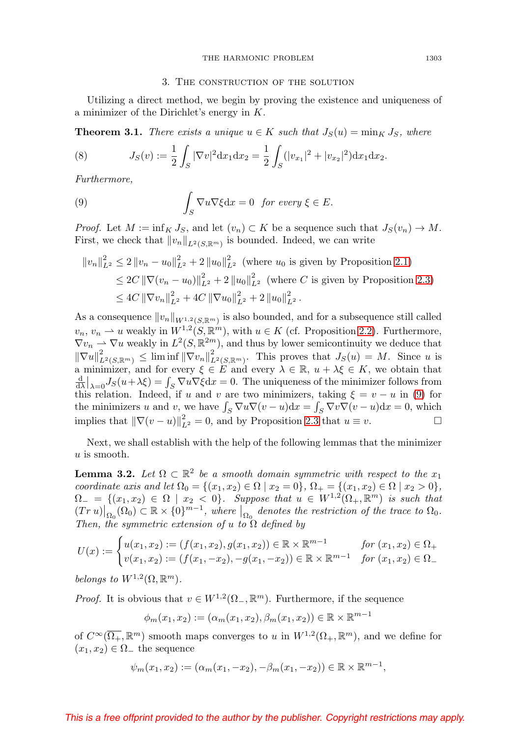## 3. The construction of the solution

Utilizing a direct method, we begin by proving the existence and uniqueness of a minimizer of the Dirichlet's energy in $K$.

**Theorem 3.1.** *There exists a unique $u \in K$ such that $J_S(u) = \min_K J_S$, where*

$$J_S(v) := \frac{1}{2}\int_S |\nabla v|^2 \mathrm{d}x_1\mathrm{d}x_2 = \frac{1}{2}\int_S (|v_{x_1}|^2 + |v_{x_2}|^2)\mathrm{d}x_1\mathrm{d}x_2. \tag{8}$$

*Furthermore,*

$$\int_S \nabla u \nabla \xi \mathrm{d}x = 0 \quad \textit{for every } \xi \in E. \tag{9}$$

*Proof.* Let $M := \inf_K J_S$, and let $(v_n) \subset K$ be a sequence such that $J_S(v_n) \to M$. First, we check that $\|v_n\|_{L^2(S,\mathbb{R}^m)}$ is bounded. Indeed, we can write

$$\begin{aligned}
\|v_n\|_{L^2}^2 &\leq 2\,\|v_n - u_0\|_{L^2}^2 + 2\,\|u_0\|_{L^2}^2 \ \text{(where } u_0 \text{ is given by Proposition 2.1)} \\
&\leq 2C\,\|\nabla(v_n - u_0)\|_{L^2}^2 + 2\,\|u_0\|_{L^2}^2 \ \text{(where } C \text{ is given by Proposition 2.3)} \\
&\leq 4C\,\|\nabla v_n\|_{L^2}^2 + 4C\,\|\nabla u_0\|_{L^2}^2 + 2\,\|u_0\|_{L^2}^2 .
\end{aligned}$$

As a consequence $\|v_n\|_{W^{1,2}(S,\mathbb{R}^m)}$ is also bounded, and for a subsequence still called $v_n$, $v_n \rightharpoonup u$ weakly in $W^{1,2}(S,\mathbb{R}^m)$, with $u \in K$ (cf. Proposition 2.2). Furthermore, $\nabla v_n \rightharpoonup \nabla u$ weakly in $L^2(S,\mathbb{R}^{2m})$, and thus by lower semicontinuity we deduce that $\|\nabla u\|^2_{L^2(S,\mathbb{R}^m)} \leq \liminf \|\nabla v_n\|^2_{L^2(S,\mathbb{R}^m)}$. This proves that $J_S(u) = M$. Since $u$ is a minimizer, and for every $\xi \in E$ and every $\lambda \in \mathbb{R}$, $u + \lambda\xi \in K$, we obtain that $\frac{\mathrm{d}}{\mathrm{d}\lambda}\big|_{\lambda=0} J_S(u+\lambda\xi) = \int_S \nabla u \nabla \xi \mathrm{d}x = 0$. The uniqueness of the minimizer follows from this relation. Indeed, if $u$ and $v$ are two minimizers, taking $\xi = v - u$ in (9) for the minimizers $u$ and $v$, we have $\int_S \nabla u \nabla(v-u)\mathrm{d}x = \int_S \nabla v \nabla(v-u)\mathrm{d}x = 0$, which implies that $\|\nabla(v-u)\|^2_{L^2} = 0$, and by Proposition 2.3 that $u \equiv v$. $\square$

Next, we shall establish with the help of the following lemmas that the minimizer $u$ is smooth.

**Lemma 3.2.** *Let $\Omega \subset \mathbb{R}^2$ be a smooth domain symmetric with respect to the $x_1$ coordinate axis and let $\Omega_0 = \{(x_1,x_2) \in \Omega \mid x_2 = 0\}$, $\Omega_+ = \{(x_1,x_2) \in \Omega \mid x_2 > 0\}$, $\Omega_- = \{(x_1,x_2) \in \Omega \mid x_2 < 0\}$. Suppose that $u \in W^{1,2}(\Omega_+,\mathbb{R}^m)$ is such that $(Tr\, u)\big|_{\Omega_0}(\Omega_0) \subset \mathbb{R}\times\{0\}^{m-1}$, where $\big|_{\Omega_0}$ denotes the restriction of the trace to $\Omega_0$. Then, the symmetric extension of $u$ to $\Omega$ defined by*

$$U(x) := \begin{cases} u(x_1,x_2) := (f(x_1,x_2), g(x_1,x_2)) \in \mathbb{R}\times\mathbb{R}^{m-1} & \text{for } (x_1,x_2) \in \Omega_+ \\ v(x_1,x_2) := (f(x_1,-x_2), -g(x_1,-x_2)) \in \mathbb{R}\times\mathbb{R}^{m-1} & \text{for } (x_1,x_2) \in \Omega_- \end{cases}$$

*belongs to $W^{1,2}(\Omega,\mathbb{R}^m)$.*

*Proof.* It is obvious that $v \in W^{1,2}(\Omega_-,\mathbb{R}^m)$. Furthermore, if the sequence

$$\phi_m(x_1,x_2) := (\alpha_m(x_1,x_2), \beta_m(x_1,x_2)) \in \mathbb{R}\times\mathbb{R}^{m-1}$$

of $C^\infty(\overline{\Omega_+},\mathbb{R}^m)$ smooth maps converges to $u$ in $W^{1,2}(\Omega_+,\mathbb{R}^m)$, and we define for $(x_1,x_2) \in \Omega_-$ the sequence

$$\psi_m(x_1,x_2) := (\alpha_m(x_1,-x_2), -\beta_m(x_1,-x_2)) \in \mathbb{R}\times\mathbb{R}^{m-1},$$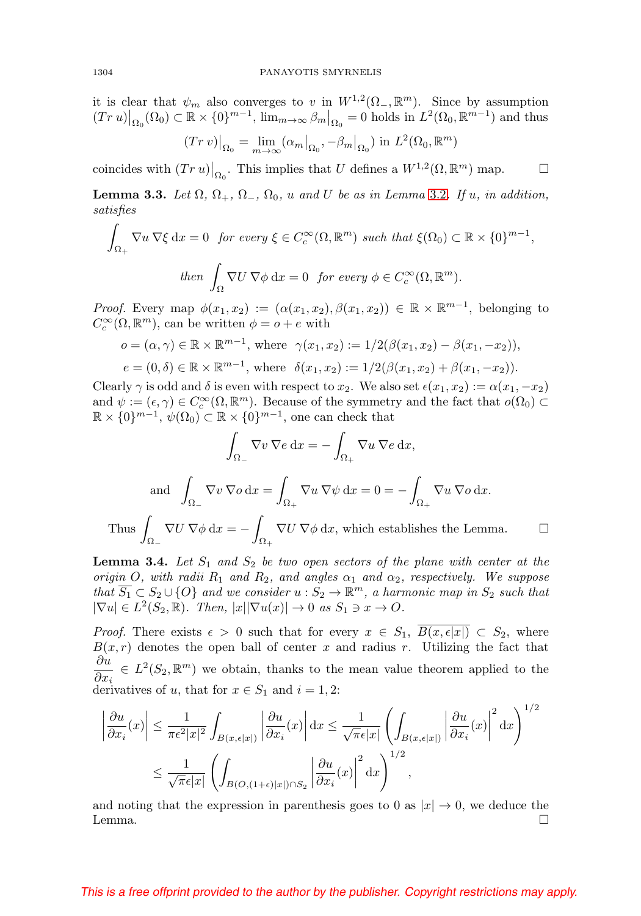it is clear that $\psi_m$ also converges to $v$ in $W^{1,2}(\Omega_-, \mathbb{R}^m)$. Since by assumption $(Tr\, u)\big|_{\Omega_0}(\Omega_0) \subset \mathbb{R} \times \{0\}^{m-1}$, $\lim_{m\to\infty} \beta_m\big|_{\Omega_0} = 0$ holds in $L^2(\Omega_0, \mathbb{R}^{m-1})$ and thus

$$(Tr\, v)\big|_{\Omega_0} = \lim_{m\to\infty} (\alpha_m\big|_{\Omega_0}, -\beta_m\big|_{\Omega_0}) \text{ in } L^2(\Omega_0, \mathbb{R}^m)$$

coincides with $(Tr\, u)\big|_{\Omega_0}$. This implies that $U$ defines a $W^{1,2}(\Omega, \mathbb{R}^m)$ map. □

**Lemma 3.3.** *Let $\Omega$, $\Omega_+$, $\Omega_-$, $\Omega_0$, $u$ and $U$ be as in Lemma 3.2. If $u$, in addition, satisfies*

$$\int_{\Omega_+} \nabla u\, \nabla \xi \,\mathrm{d}x = 0 \;\text{ for every } \xi \in C_c^\infty(\Omega, \mathbb{R}^m) \text{ such that } \xi(\Omega_0) \subset \mathbb{R} \times \{0\}^{m-1},$$

$$\text{then } \int_{\Omega} \nabla U\, \nabla \phi \,\mathrm{d}x = 0 \;\text{ for every } \phi \in C_c^\infty(\Omega, \mathbb{R}^m).$$

*Proof.* Every map $\phi(x_1, x_2) := (\alpha(x_1, x_2), \beta(x_1, x_2)) \in \mathbb{R} \times \mathbb{R}^{m-1}$, belonging to $C_c^\infty(\Omega, \mathbb{R}^m)$, can be written $\phi = o + e$ with

$$o = (\alpha, \gamma) \in \mathbb{R} \times \mathbb{R}^{m-1}, \text{ where } \;\gamma(x_1, x_2) := 1/2(\beta(x_1, x_2) - \beta(x_1, -x_2)),$$

$$e = (0, \delta) \in \mathbb{R} \times \mathbb{R}^{m-1}, \text{ where } \;\delta(x_1, x_2) := 1/2(\beta(x_1, x_2) + \beta(x_1, -x_2)).$$

Clearly $\gamma$ is odd and $\delta$ is even with respect to $x_2$. We also set $\epsilon(x_1, x_2) := \alpha(x_1, -x_2)$ and $\psi := (\epsilon, \gamma) \in C_c^\infty(\Omega, \mathbb{R}^m)$. Because of the symmetry and the fact that $o(\Omega_0) \subset \mathbb{R} \times \{0\}^{m-1}$, $\psi(\Omega_0) \subset \mathbb{R} \times \{0\}^{m-1}$, one can check that

$$\int_{\Omega_-} \nabla v\, \nabla e \,\mathrm{d}x = -\int_{\Omega_+} \nabla u\, \nabla e \,\mathrm{d}x,$$

$$\text{and } \;\int_{\Omega_-} \nabla v\, \nabla o \,\mathrm{d}x = \int_{\Omega_+} \nabla u\, \nabla \psi \,\mathrm{d}x = 0 = -\int_{\Omega_+} \nabla u\, \nabla o \,\mathrm{d}x.$$

Thus $\displaystyle\int_{\Omega_-} \nabla U\, \nabla \phi \,\mathrm{d}x = -\int_{\Omega_+} \nabla U\, \nabla \phi \,\mathrm{d}x$, which establishes the Lemma. □

**Lemma 3.4.** *Let $S_1$ and $S_2$ be two open sectors of the plane with center at the origin $O$, with radii $R_1$ and $R_2$, and angles $\alpha_1$ and $\alpha_2$, respectively. We suppose that $\overline{S_1} \subset S_2 \cup \{O\}$ and we consider $u : S_2 \to \mathbb{R}^m$, a harmonic map in $S_2$ such that $|\nabla u| \in L^2(S_2, \mathbb{R})$. Then, $|x||\nabla u(x)| \to 0$ as $S_1 \ni x \to O$.*

*Proof.* There exists $\epsilon > 0$ such that for every $x \in S_1$, $\overline{B(x, \epsilon|x|)} \subset S_2$, where $B(x, r)$ denotes the open ball of center $x$ and radius $r$. Utilizing the fact that $\dfrac{\partial u}{\partial x_i} \in L^2(S_2, \mathbb{R}^m)$ we obtain, thanks to the mean value theorem applied to the derivatives of $u$, that for $x \in S_1$ and $i = 1, 2$:

$$\begin{aligned}
\left|\frac{\partial u}{\partial x_i}(x)\right| &\leq \frac{1}{\pi\epsilon^2|x|^2} \int_{B(x,\epsilon|x|)} \left|\frac{\partial u}{\partial x_i}(x)\right| \mathrm{d}x \leq \frac{1}{\sqrt{\pi}\epsilon|x|} \left(\int_{B(x,\epsilon|x|)} \left|\frac{\partial u}{\partial x_i}(x)\right|^2 \mathrm{d}x\right)^{1/2} \\
&\leq \frac{1}{\sqrt{\pi}\epsilon|x|} \left(\int_{B(O,(1+\epsilon)|x|)\cap S_2} \left|\frac{\partial u}{\partial x_i}(x)\right|^2 \mathrm{d}x\right)^{1/2},
\end{aligned}$$

and noting that the expression in parenthesis goes to 0 as $|x| \to 0$, we deduce the Lemma. □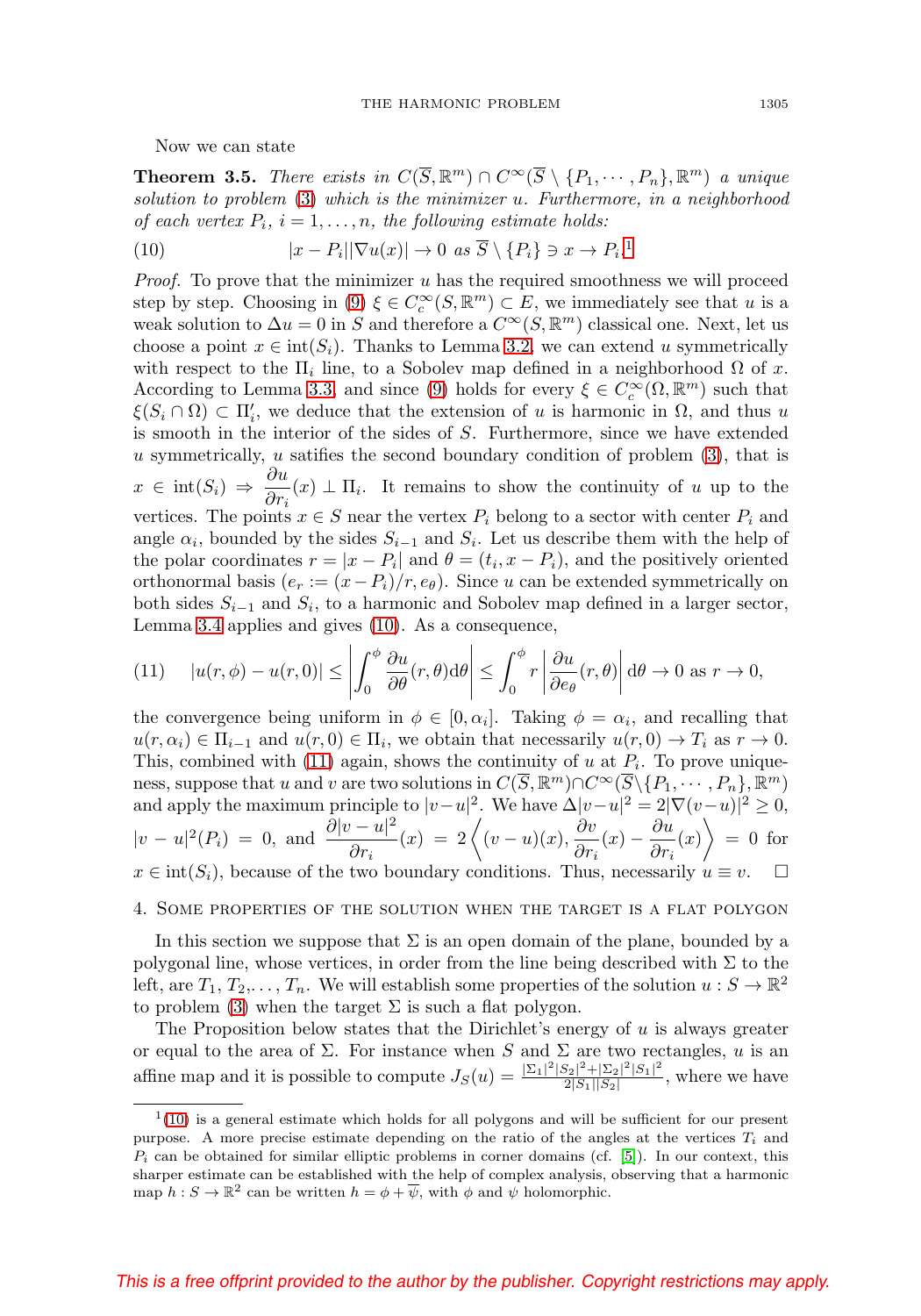Now we can state

**Theorem 3.5.** *There exists in $C(\overline{S},\mathbb{R}^m) \cap C^\infty(\overline{S} \setminus \{P_1, \cdots, P_n\}, \mathbb{R}^m)$ a unique solution to problem (3) which is the minimizer $u$. Furthermore, in a neighborhood of each vertex $P_i$, $i = 1, \ldots, n$, the following estimate holds:*

$$|x - P_i||\nabla u(x)| \to 0 \text{ as } \overline{S} \setminus \{P_i\} \ni x \to P_i.\text{[1]} \tag{10}$$

*Proof.* To prove that the minimizer $u$ has the required smoothness we will proceed step by step. Choosing in (9) $\xi \in C_c^\infty(S, \mathbb{R}^m) \subset E$, we immediately see that $u$ is a weak solution to $\Delta u = 0$ in $S$ and therefore a $C^\infty(S, \mathbb{R}^m)$ classical one. Next, let us choose a point $x \in \text{int}(S_i)$. Thanks to Lemma 3.2, we can extend $u$ symmetrically with respect to the $\Pi_i$ line, to a Sobolev map defined in a neighborhood $\Omega$ of $x$. According to Lemma 3.3, and since (9) holds for every $\xi \in C_c^\infty(\Omega, \mathbb{R}^m)$ such that $\xi(S_i \cap \Omega) \subset \Pi_i'$, we deduce that the extension of $u$ is harmonic in $\Omega$, and thus $u$ is smooth in the interior of the sides of $S$. Furthermore, since we have extended $u$ symmetrically, $u$ satifies the second boundary condition of problem (3), that is $x \in \text{int}(S_i) \Rightarrow \dfrac{\partial u}{\partial r_i}(x) \perp \Pi_i$. It remains to show the continuity of $u$ up to the vertices. The points $x \in S$ near the vertex $P_i$ belong to a sector with center $P_i$ and angle $\alpha_i$, bounded by the sides $S_{i-1}$ and $S_i$. Let us describe them with the help of the polar coordinates $r = |x - P_i|$ and $\theta = (t_i, x - P_i)$, and the positively oriented orthonormal basis $(e_r := (x - P_i)/r, e_\theta)$. Since $u$ can be extended symmetrically on both sides $S_{i-1}$ and $S_i$, to a harmonic and Sobolev map defined in a larger sector, Lemma 3.4 applies and gives (10). As a consequence,

$$|u(r, \phi) - u(r, 0)| \leq \left| \int_0^\phi \frac{\partial u}{\partial \theta}(r, \theta) \mathrm{d}\theta \right| \leq \int_0^\phi r \left| \frac{\partial u}{\partial e_\theta}(r, \theta) \right| \mathrm{d}\theta \to 0 \text{ as } r \to 0, \tag{11}$$

the convergence being uniform in $\phi \in [0, \alpha_i]$. Taking $\phi = \alpha_i$, and recalling that $u(r, \alpha_i) \in \Pi_{i-1}$ and $u(r, 0) \in \Pi_i$, we obtain that necessarily $u(r, 0) \to T_i$ as $r \to 0$. This, combined with (11) again, shows the continuity of $u$ at $P_i$. To prove uniqueness, suppose that $u$ and $v$ are two solutions in $C(\overline{S}, \mathbb{R}^m) \cap C^\infty(\overline{S} \setminus \{P_1, \cdots, P_n\}, \mathbb{R}^m)$ and apply the maximum principle to $|v - u|^2$. We have $\Delta |v - u|^2 = 2|\nabla(v - u)|^2 \geq 0$, $|v - u|^2(P_i) = 0$, and $\dfrac{\partial |v - u|^2}{\partial r_i}(x) = 2\left\langle (v - u)(x), \dfrac{\partial v}{\partial r_i}(x) - \dfrac{\partial u}{\partial r_i}(x) \right\rangle = 0$ for $x \in \text{int}(S_i)$, because of the two boundary conditions. Thus, necessarily $u \equiv v$. □

## 4. Some properties of the solution when the target is a flat polygon

In this section we suppose that $\Sigma$ is an open domain of the plane, bounded by a polygonal line, whose vertices, in order from the line being described with $\Sigma$ to the left, are $T_1, T_2, \ldots, T_n$. We will establish some properties of the solution $u : S \to \mathbb{R}^2$ to problem (3) when the target $\Sigma$ is such a flat polygon.

The Proposition below states that the Dirichlet's energy of $u$ is always greater or equal to the area of $\Sigma$. For instance when $S$ and $\Sigma$ are two rectangles, $u$ is an affine map and it is possible to compute $J_S(u) = \frac{|\Sigma_1|^2|S_2|^2 + |\Sigma_2|^2|S_1|^2}{2|S_1||S_2|}$, where we have

---

[1] (10) is a general estimate which holds for all polygons and will be sufficient for our present purpose. A more precise estimate depending on the ratio of the angles at the vertices $T_i$ and $P_i$ can be obtained for similar elliptic problems in corner domains (cf. [5]). In our context, this sharper estimate can be established with the help of complex analysis, observing that a harmonic map $h : S \to \mathbb{R}^2$ can be written $h = \phi + \overline{\psi}$, with $\phi$ and $\psi$ holomorphic.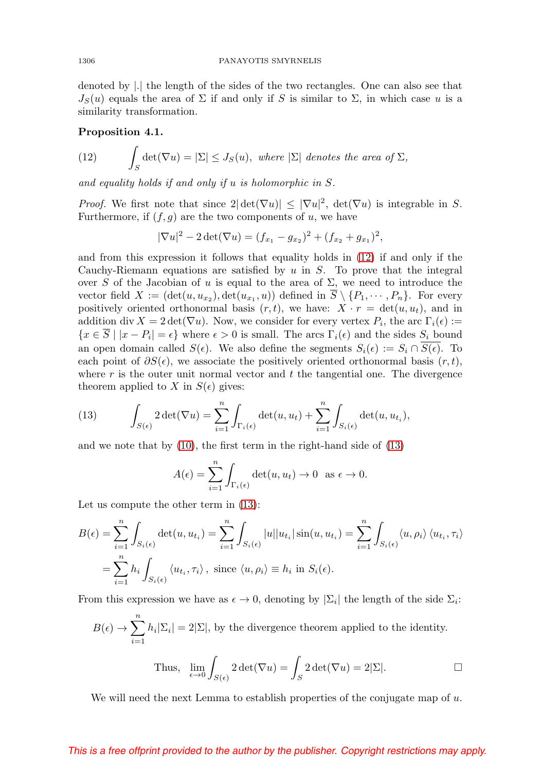denoted by $|.|$ the length of the sides of the two rectangles. One can also see that $J_S(u)$ equals the area of $\Sigma$ if and only if $S$ is similar to $\Sigma$, in which case $u$ is a similarity transformation.

**Proposition 4.1.**

$$\int_S \det(\nabla u) = |\Sigma| \leq J_S(u), \text{ where } |\Sigma| \text{ denotes the area of } \Sigma, \tag{12}$$

*and equality holds if and only if $u$ is holomorphic in $S$.*

*Proof.* We first note that since $2|\det(\nabla u)| \leq |\nabla u|^2$, $\det(\nabla u)$ is integrable in $S$. Furthermore, if $(f, g)$ are the two components of $u$, we have

$$|\nabla u|^2 - 2\det(\nabla u) = (f_{x_1} - g_{x_2})^2 + (f_{x_2} + g_{x_1})^2,$$

and from this expression it follows that equality holds in (12) if and only if the Cauchy-Riemann equations are satisfied by $u$ in $S$. To prove that the integral over $S$ of the Jacobian of $u$ is equal to the area of $\Sigma$, we need to introduce the vector field $X := (\det(u, u_{x_2}), \det(u_{x_1}, u))$ defined in $\overline{S} \setminus \{P_1, \cdots, P_n\}$. For every positively oriented orthonormal basis $(r, t)$, we have: $X \cdot r = \det(u, u_t)$, and in addition $\operatorname{div} X = 2\det(\nabla u)$. Now, we consider for every vertex $P_i$, the arc $\Gamma_i(\epsilon) := \{x \in \overline{S} \mid |x - P_i| = \epsilon\}$ where $\epsilon > 0$ is small. The arcs $\Gamma_i(\epsilon)$ and the sides $S_i$ bound an open domain called $S(\epsilon)$. We also define the segments $S_i(\epsilon) := S_i \cap \overline{S(\epsilon)}$. To each point of $\partial S(\epsilon)$, we associate the positively oriented orthonormal basis $(r, t)$, where $r$ is the outer unit normal vector and $t$ the tangential one. The divergence theorem applied to $X$ in $S(\epsilon)$ gives:

$$\int_{S(\epsilon)} 2\det(\nabla u) = \sum_{i=1}^{n} \int_{\Gamma_i(\epsilon)} \det(u, u_t) + \sum_{i=1}^{n} \int_{S_i(\epsilon)} \det(u, u_{t_i}), \tag{13}$$

and we note that by (10), the first term in the right-hand side of (13)

$$A(\epsilon) = \sum_{i=1}^{n} \int_{\Gamma_i(\epsilon)} \det(u, u_t) \to 0 \quad \text{as } \epsilon \to 0.$$

Let us compute the other term in (13):

$$\begin{aligned} B(\epsilon) = \sum_{i=1}^{n} \int_{S_i(\epsilon)} \det(u, u_{t_i}) &= \sum_{i=1}^{n} \int_{S_i(\epsilon)} |u||u_{t_i}| \sin(u, u_{t_i}) = \sum_{i=1}^{n} \int_{S_i(\epsilon)} \langle u, \rho_i \rangle \langle u_{t_i}, \tau_i \rangle \\ &= \sum_{i=1}^{n} h_i \int_{S_i(\epsilon)} \langle u_{t_i}, \tau_i \rangle, \text{ since } \langle u, \rho_i \rangle \equiv h_i \text{ in } S_i(\epsilon). \end{aligned}$$

From this expression we have as $\epsilon \to 0$, denoting by $|\Sigma_i|$ the length of the side $\Sigma_i$:

$$B(\epsilon) \to \sum_{i=1}^{n} h_i |\Sigma_i| = 2|\Sigma|, \text{ by the divergence theorem applied to the identity.}$$

$$\text{Thus, } \lim_{\epsilon \to 0} \int_{S(\epsilon)} 2\det(\nabla u) = \int_S 2\det(\nabla u) = 2|\Sigma|. \qquad \square$$

We will need the next Lemma to establish properties of the conjugate map of $u$.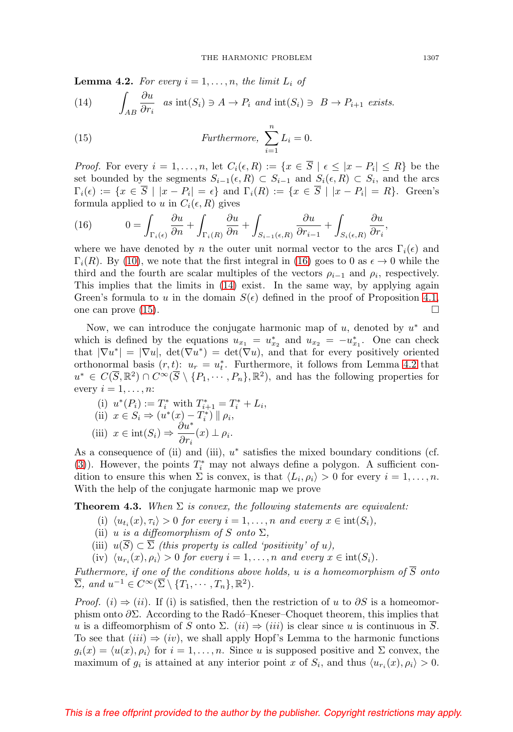**Lemma 4.2.** *For every $i = 1, \ldots, n$, the limit $L_i$ of*

$$\int_{AB} \frac{\partial u}{\partial r_i} \quad \text{as } \operatorname{int}(S_i) \ni A \to P_i \text{ and } \operatorname{int}(S_i) \ni B \to P_{i+1} \text{ exists.} \tag{14}$$

$$\text{Furthermore, } \sum_{i=1}^{n} L_i = 0. \tag{15}$$

*Proof.* For every $i = 1, \ldots, n$, let $C_i(\epsilon, R) := \{x \in \overline{S} \mid \epsilon \leq |x - P_i| \leq R\}$ be the set bounded by the segments $S_{i-1}(\epsilon, R) \subset S_{i-1}$ and $S_i(\epsilon, R) \subset S_i$, and the arcs $\Gamma_i(\epsilon) := \{x \in \overline{S} \mid |x - P_i| = \epsilon\}$ and $\Gamma_i(R) := \{x \in \overline{S} \mid |x - P_i| = R\}$. Green's formula applied to $u$ in $C_i(\epsilon, R)$ gives

$$0 = \int_{\Gamma_i(\epsilon)} \frac{\partial u}{\partial n} + \int_{\Gamma_i(R)} \frac{\partial u}{\partial n} + \int_{S_{i-1}(\epsilon,R)} \frac{\partial u}{\partial r_{i-1}} + \int_{S_i(\epsilon,R)} \frac{\partial u}{\partial r_i}, \tag{16}$$

where we have denoted by $n$ the outer unit normal vector to the arcs $\Gamma_i(\epsilon)$ and $\Gamma_i(R)$. By (10), we note that the first integral in (16) goes to 0 as $\epsilon \to 0$ while the third and the fourth are scalar multiples of the vectors $\rho_{i-1}$ and $\rho_i$, respectively. This implies that the limits in (14) exist. In the same way, by applying again Green's formula to $u$ in the domain $S(\epsilon)$ defined in the proof of Proposition 4.1, one can prove (15). $\square$

Now, we can introduce the conjugate harmonic map of $u$, denoted by $u^*$ and which is defined by the equations $u_{x_1} = u^*_{x_2}$ and $u_{x_2} = -u^*_{x_1}$. One can check that $|\nabla u^*| = |\nabla u|$, $\det(\nabla u^*) = \det(\nabla u)$, and that for every positively oriented orthonormal basis $(r, t)$: $u_r = u^*_t$. Furthermore, it follows from Lemma 4.2 that $u^* \in C(\overline{S}, \mathbb{R}^2) \cap C^\infty(\overline{S} \setminus \{P_1, \cdots, P_n\}, \mathbb{R}^2)$, and has the following properties for every $i = 1, \ldots, n$:

(i) $u^*(P_i) := T^*_i$ with $T^*_{i+1} = T^*_i + L_i$,

(ii) $x \in S_i \Rightarrow (u^*(x) - T^*_i) \parallel \rho_i$,

(iii) $x \in \operatorname{int}(S_i) \Rightarrow \dfrac{\partial u^*}{\partial r_i}(x) \perp \rho_i$.

As a consequence of (ii) and (iii), $u^*$ satisfies the mixed boundary conditions (cf. (3)). However, the points $T^*_i$ may not always define a polygon. A sufficient condition to ensure this when $\Sigma$ is convex, is that $\langle L_i, \rho_i \rangle > 0$ for every $i = 1, \ldots, n$. With the help of the conjugate harmonic map we prove

**Theorem 4.3.** *When $\Sigma$ is convex, the following statements are equivalent:*

(i) *$\langle u_{t_i}(x), \tau_i \rangle > 0$ for every $i = 1, \ldots, n$ and every $x \in \operatorname{int}(S_i)$,*

(ii) *$u$ is a diffeomorphism of $S$ onto $\Sigma$,*

(iii) *$u(\overline{S}) \subset \overline{\Sigma}$ (this property is called 'positivity' of $u$),*

(iv) *$\langle u_{r_i}(x), \rho_i \rangle > 0$ for every $i = 1, \ldots, n$ and every $x \in \operatorname{int}(S_i)$.*

*Futhermore, if one of the conditions above holds, $u$ is a homeomorphism of $\overline{S}$ onto $\overline{\Sigma}$, and $u^{-1} \in C^\infty(\overline{\Sigma} \setminus \{T_1, \cdots, T_n\}, \mathbb{R}^2)$.*

*Proof.* *(i) $\Rightarrow$ (ii).* If (i) is satisfied, then the restriction of $u$ to $\partial S$ is a homeomorphism onto $\partial \Sigma$. According to the Radó–Kneser–Choquet theorem, this implies that $u$ is a diffeomorphism of $S$ onto $\Sigma$. *(ii) $\Rightarrow$ (iii)* is clear since $u$ is continuous in $\overline{S}$. To see that *(iii) $\Rightarrow$ (iv)*, we shall apply Hopf's Lemma to the harmonic functions $g_i(x) = \langle u(x), \rho_i \rangle$ for $i = 1, \ldots, n$. Since $u$ is supposed positive and $\Sigma$ convex, the maximum of $g_i$ is attained at any interior point $x$ of $S_i$, and thus $\langle u_{r_i}(x), \rho_i \rangle > 0$.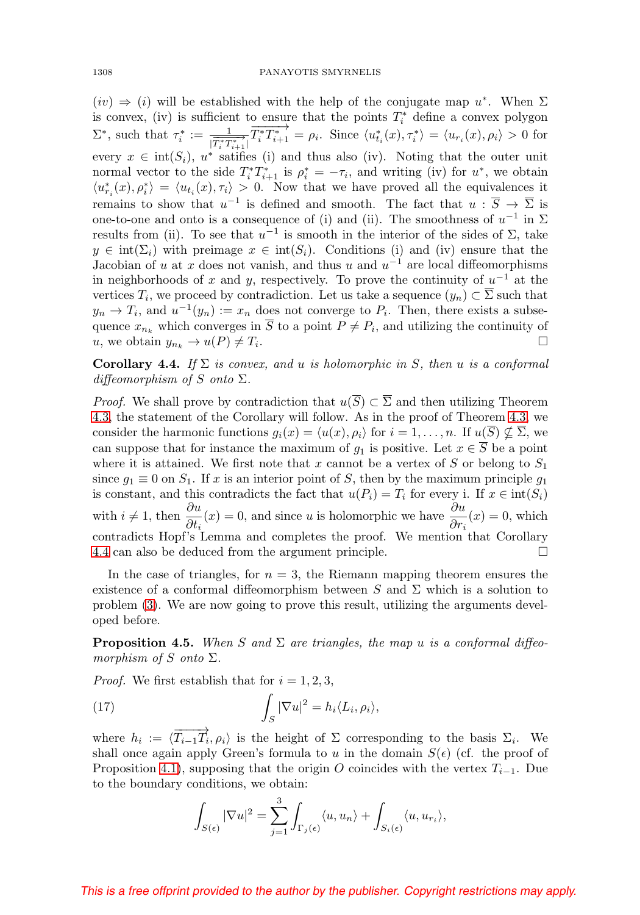$(iv) \Rightarrow (i)$ will be established with the help of the conjugate map $u^*$. When $\Sigma$ is convex, (iv) is sufficient to ensure that the points $T_i^*$ define a convex polygon $\Sigma^*$, such that $\tau_i^* := \frac{1}{|\overrightarrow{T_i^* T_{i+1}^*}|}\overrightarrow{T_i^* T_{i+1}^*} = \rho_i$. Since $\langle u_{t_i}^*(x), \tau_i^* \rangle = \langle u_{r_i}(x), \rho_i \rangle > 0$ for every $x \in \mathrm{int}(S_i)$, $u^*$ satifies (i) and thus also (iv). Noting that the outer unit normal vector to the side $T_i^* T_{i+1}^*$ is $\rho_i^* = -\tau_i$, and writing (iv) for $u^*$, we obtain $\langle u_{r_i}^*(x), \rho_i^* \rangle = \langle u_{t_i}(x), \tau_i \rangle > 0$. Now that we have proved all the equivalences it remains to show that $u^{-1}$ is defined and smooth. The fact that $u : \overline{S} \to \overline{\Sigma}$ is one-to-one and onto is a consequence of (i) and (ii). The smoothness of $u^{-1}$ in $\Sigma$ results from (ii). To see that $u^{-1}$ is smooth in the interior of the sides of $\Sigma$, take $y \in \mathrm{int}(\Sigma_i)$ with preimage $x \in \mathrm{int}(S_i)$. Conditions (i) and (iv) ensure that the Jacobian of $u$ at $x$ does not vanish, and thus $u$ and $u^{-1}$ are local diffeomorphisms in neighborhoods of $x$ and $y$, respectively. To prove the continuity of $u^{-1}$ at the vertices $T_i$, we proceed by contradiction. Let us take a sequence $(y_n) \subset \overline{\Sigma}$ such that $y_n \to T_i$, and $u^{-1}(y_n) := x_n$ does not converge to $P_i$. Then, there exists a subsequence $x_{n_k}$ which converges in $\overline{S}$ to a point $P \neq P_i$, and utilizing the continuity of $u$, we obtain $y_{n_k} \to u(P) \neq T_i$. □

**Corollary 4.4.** *If $\Sigma$ is convex, and $u$ is holomorphic in $S$, then $u$ is a conformal diffeomorphism of $S$ onto $\Sigma$.*

*Proof.* We shall prove by contradiction that $u(\overline{S}) \subset \overline{\Sigma}$ and then utilizing Theorem 4.3, the statement of the Corollary will follow. As in the proof of Theorem 4.3, we consider the harmonic functions $g_i(x) = \langle u(x), \rho_i \rangle$ for $i = 1, \ldots, n$. If $u(\overline{S}) \not\subseteq \overline{\Sigma}$, we can suppose that for instance the maximum of $g_1$ is positive. Let $x \in \overline{S}$ be a point where it is attained. We first note that $x$ cannot be a vertex of $S$ or belong to $S_1$ since $g_1 \equiv 0$ on $S_1$. If $x$ is an interior point of $S$, then by the maximum principle $g_1$ is constant, and this contradicts the fact that $u(P_i) = T_i$ for every i. If $x \in \mathrm{int}(S_i)$ with $i \neq 1$, then $\dfrac{\partial u}{\partial t_i}(x) = 0$, and since $u$ is holomorphic we have $\dfrac{\partial u}{\partial r_i}(x) = 0$, which contradicts Hopf's Lemma and completes the proof. We mention that Corollary 4.4 can also be deduced from the argument principle. □

In the case of triangles, for $n = 3$, the Riemann mapping theorem ensures the existence of a conformal diffeomorphism between $S$ and $\Sigma$ which is a solution to problem (3). We are now going to prove this result, utilizing the arguments developed before.

**Proposition 4.5.** *When $S$ and $\Sigma$ are triangles, the map $u$ is a conformal diffeomorphism of $S$ onto $\Sigma$.*

*Proof.* We first establish that for $i = 1, 2, 3$,

$$\int_S |\nabla u|^2 = h_i \langle L_i, \rho_i \rangle, \tag{17}$$

where $h_i := \langle \overrightarrow{T_{i-1}T_i}, \rho_i \rangle$ is the height of $\Sigma$ corresponding to the basis $\Sigma_i$. We shall once again apply Green's formula to $u$ in the domain $S(\epsilon)$ (cf. the proof of Proposition 4.1), supposing that the origin $O$ coincides with the vertex $T_{i-1}$. Due to the boundary conditions, we obtain:

$$\int_{S(\epsilon)} |\nabla u|^2 = \sum_{j=1}^{3} \int_{\Gamma_j(\epsilon)} \langle u, u_n \rangle + \int_{S_i(\epsilon)} \langle u, u_{r_i} \rangle,$$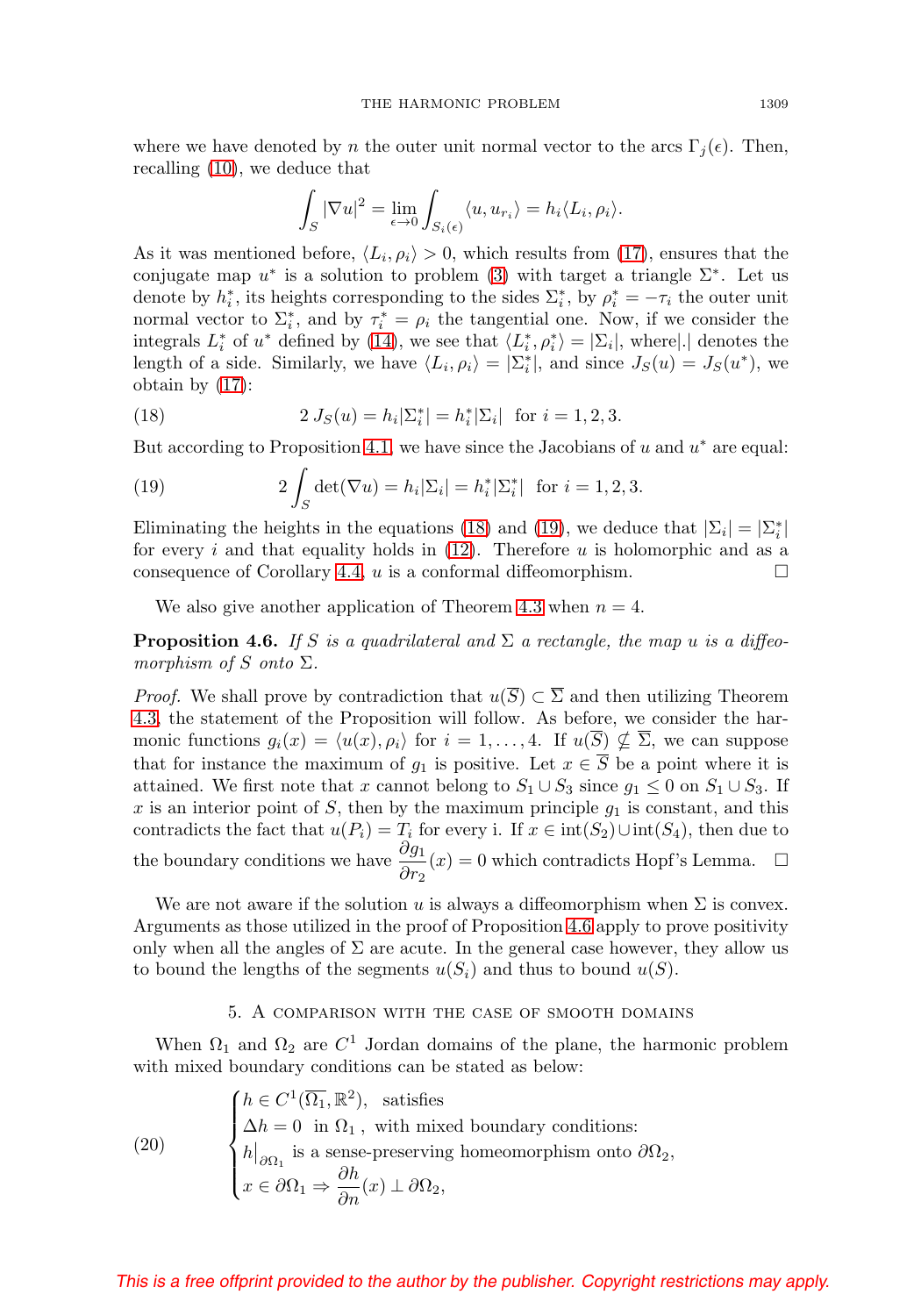where we have denoted by $n$ the outer unit normal vector to the arcs $\Gamma_j(\epsilon)$. Then, recalling (10), we deduce that

$$\int_S |\nabla u|^2 = \lim_{\epsilon\to 0} \int_{S_i(\epsilon)} \langle u, u_{r_i}\rangle = h_i \langle L_i, \rho_i\rangle.$$

As it was mentioned before, $\langle L_i, \rho_i\rangle > 0$, which results from (17), ensures that the conjugate map $u^*$ is a solution to problem (3) with target a triangle $\Sigma^*$. Let us denote by $h_i^*$, its heights corresponding to the sides $\Sigma_i^*$, by $\rho_i^* = -\tau_i$ the outer unit normal vector to $\Sigma_i^*$, and by $\tau_i^* = \rho_i$ the tangential one. Now, if we consider the integrals $L_i^*$ of $u^*$ defined by (14), we see that $\langle L_i^*, \rho_i^*\rangle = |\Sigma_i|$, where $|.|$ denotes the length of a side. Similarly, we have $\langle L_i, \rho_i\rangle = |\Sigma_i^*|$, and since $J_S(u) = J_S(u^*)$, we obtain by (17):

$$2\, J_S(u) = h_i|\Sigma_i^*| = h_i^*|\Sigma_i| \quad \text{for } i = 1, 2, 3. \tag{18}$$

But according to Proposition 4.1, we have since the Jacobians of $u$ and $u^*$ are equal:

$$2\int_S \det(\nabla u) = h_i|\Sigma_i| = h_i^*|\Sigma_i^*| \quad \text{for } i = 1, 2, 3. \tag{19}$$

Eliminating the heights in the equations (18) and (19), we deduce that $|\Sigma_i| = |\Sigma_i^*|$ for every $i$ and that equality holds in (12). Therefore $u$ is holomorphic and as a consequence of Corollary 4.4, $u$ is a conformal diffeomorphism. $\square$

We also give another application of Theorem 4.3 when $n = 4$.

**Proposition 4.6.** *If $S$ is a quadrilateral and $\Sigma$ a rectangle, the map $u$ is a diffeomorphism of $S$ onto $\Sigma$.*

*Proof.* We shall prove by contradiction that $u(\overline{S}) \subset \overline{\Sigma}$ and then utilizing Theorem 4.3, the statement of the Proposition will follow. As before, we consider the harmonic functions $g_i(x) = \langle u(x), \rho_i\rangle$ for $i = 1, \dots, 4$. If $u(\overline{S}) \not\subseteq \overline{\Sigma}$, we can suppose that for instance the maximum of $g_1$ is positive. Let $x \in \overline{S}$ be a point where it is attained. We first note that $x$ cannot belong to $S_1 \cup S_3$ since $g_1 \leq 0$ on $S_1 \cup S_3$. If $x$ is an interior point of $S$, then by the maximum principle $g_1$ is constant, and this contradicts the fact that $u(P_i) = T_i$ for every i. If $x \in \mathrm{int}(S_2) \cup \mathrm{int}(S_4)$, then due to the boundary conditions we have $\dfrac{\partial g_1}{\partial r_2}(x) = 0$ which contradicts Hopf's Lemma. $\square$

We are not aware if the solution $u$ is always a diffeomorphism when $\Sigma$ is convex. Arguments as those utilized in the proof of Proposition 4.6 apply to prove positivity only when all the angles of $\Sigma$ are acute. In the general case however, they allow us to bound the lengths of the segments $u(S_i)$ and thus to bound $u(S)$.

## 5. A comparison with the case of smooth domains

When $\Omega_1$ and $\Omega_2$ are $C^1$ Jordan domains of the plane, the harmonic problem with mixed boundary conditions can be stated as below:

$$\begin{cases} h \in C^1(\overline{\Omega_1}, \mathbb{R}^2), \quad \text{satisfies} \\ \Delta h = 0 \quad \text{in } \Omega_1\,, \text{ with mixed boundary conditions:} \\ h\big|_{\partial\Omega_1} \text{ is a sense-preserving homeomorphism onto } \partial\Omega_2, \\ x \in \partial\Omega_1 \Rightarrow \dfrac{\partial h}{\partial n}(x) \perp \partial\Omega_2, \end{cases} \tag{20}$$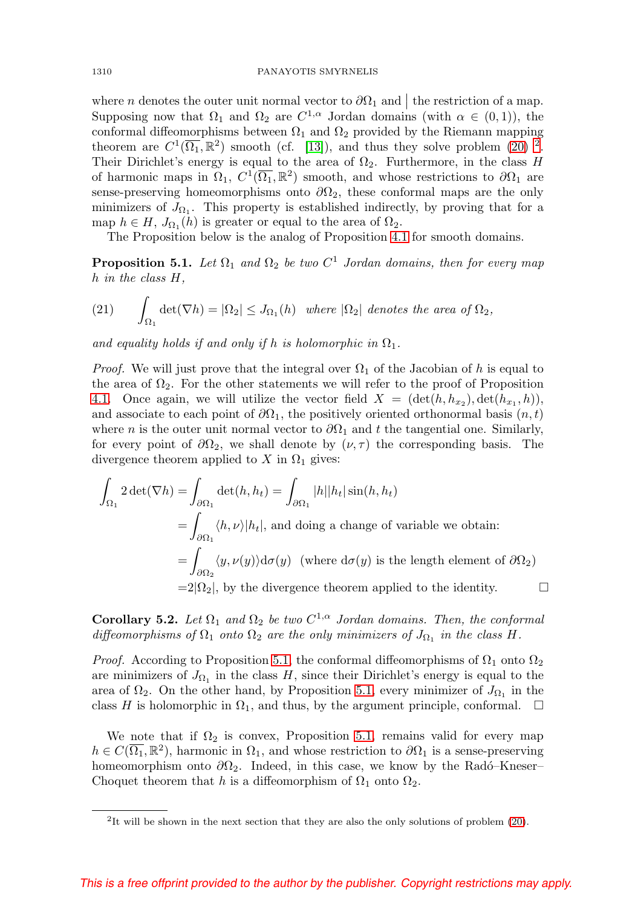where $n$ denotes the outer unit normal vector to $\partial\Omega_1$ and $\big|$ the restriction of a map. Supposing now that $\Omega_1$ and $\Omega_2$ are $C^{1,\alpha}$ Jordan domains (with $\alpha \in (0,1)$), the conformal diffeomorphisms between $\Omega_1$ and $\Omega_2$ provided by the Riemann mapping theorem are $C^1(\overline{\Omega_1}, \mathbb{R}^2)$ smooth (cf. [13]), and thus they solve problem (20) [2]. Their Dirichlet's energy is equal to the area of $\Omega_2$. Furthermore, in the class $H$ of harmonic maps in $\Omega_1$, $C^1(\overline{\Omega_1}, \mathbb{R}^2)$ smooth, and whose restrictions to $\partial\Omega_1$ are sense-preserving homeomorphisms onto $\partial\Omega_2$, these conformal maps are the only minimizers of $J_{\Omega_1}$. This property is established indirectly, by proving that for a map $h \in H$, $J_{\Omega_1}(h)$ is greater or equal to the area of $\Omega_2$.

The Proposition below is the analog of Proposition 4.1 for smooth domains.

**Proposition 5.1.** *Let $\Omega_1$ and $\Omega_2$ be two $C^1$ Jordan domains, then for every map $h$ in the class $H$,*

$$\int_{\Omega_1} \det(\nabla h) = |\Omega_2| \leq J_{\Omega_1}(h) \quad \textit{where } |\Omega_2| \textit{ denotes the area of } \Omega_2, \tag{21}$$

*and equality holds if and only if $h$ is holomorphic in $\Omega_1$.*

*Proof.* We will just prove that the integral over $\Omega_1$ of the Jacobian of $h$ is equal to the area of $\Omega_2$. For the other statements we will refer to the proof of Proposition 4.1. Once again, we will utilize the vector field $X = (\det(h, h_{x_2}), \det(h_{x_1}, h))$, and associate to each point of $\partial\Omega_1$, the positively oriented orthonormal basis $(n, t)$ where $n$ is the outer unit normal vector to $\partial\Omega_1$ and $t$ the tangential one. Similarly, for every point of $\partial\Omega_2$, we shall denote by $(\nu, \tau)$ the corresponding basis. The divergence theorem applied to $X$ in $\Omega_1$ gives:

$$\begin{aligned}
\int_{\Omega_1} 2\det(\nabla h) &= \int_{\partial\Omega_1} \det(h, h_t) = \int_{\partial\Omega_1} |h||h_t| \sin(h, h_t) \\
&= \int_{\partial\Omega_1} \langle h, \nu\rangle |h_t|, \text{ and doing a change of variable we obtain:} \\
&= \int_{\partial\Omega_2} \langle y, \nu(y)\rangle \mathrm{d}\sigma(y) \quad (\text{where } \mathrm{d}\sigma(y) \text{ is the length element of } \partial\Omega_2) \\
&= 2|\Omega_2|, \text{ by the divergence theorem applied to the identity.}
\end{aligned}$$

□

**Corollary 5.2.** *Let $\Omega_1$ and $\Omega_2$ be two $C^{1,\alpha}$ Jordan domains. Then, the conformal diffeomorphisms of $\Omega_1$ onto $\Omega_2$ are the only minimizers of $J_{\Omega_1}$ in the class $H$.*

*Proof.* According to Proposition 5.1, the conformal diffeomorphisms of $\Omega_1$ onto $\Omega_2$ are minimizers of $J_{\Omega_1}$ in the class $H$, since their Dirichlet's energy is equal to the area of $\Omega_2$. On the other hand, by Proposition 5.1, every minimizer of $J_{\Omega_1}$ in the class $H$ is holomorphic in $\Omega_1$, and thus, by the argument principle, conformal. □

We note that if $\Omega_2$ is convex, Proposition 5.1, remains valid for every map $h \in C(\overline{\Omega_1}, \mathbb{R}^2)$, harmonic in $\Omega_1$, and whose restriction to $\partial\Omega_1$ is a sense-preserving homeomorphism onto $\partial\Omega_2$. Indeed, in this case, we know by the Radó–Kneser–Choquet theorem that $h$ is a diffeomorphism of $\Omega_1$ onto $\Omega_2$.

[2] It will be shown in the next section that they are also the only solutions of problem (20).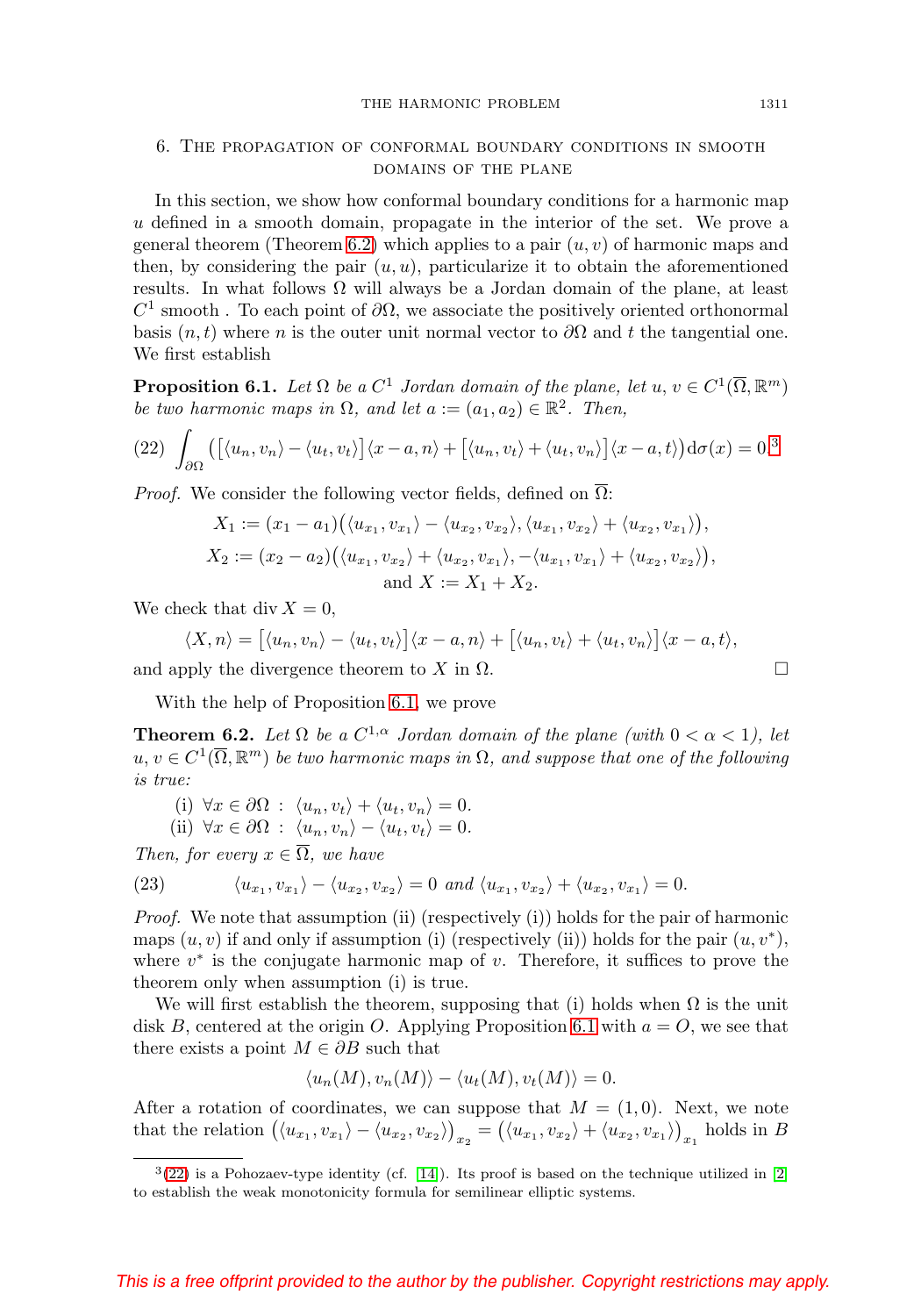## 6. The propagation of conformal boundary conditions in smooth domains of the plane

In this section, we show how conformal boundary conditions for a harmonic map $u$ defined in a smooth domain, propagate in the interior of the set. We prove a general theorem (Theorem 6.2) which applies to a pair $(u, v)$ of harmonic maps and then, by considering the pair $(u, u)$, particularize it to obtain the aforementioned results. In what follows $\Omega$ will always be a Jordan domain of the plane, at least $C^1$ smooth . To each point of $\partial\Omega$, we associate the positively oriented orthonormal basis $(n, t)$ where $n$ is the outer unit normal vector to $\partial\Omega$ and $t$ the tangential one. We first establish

**Proposition 6.1.** *Let $\Omega$ be a $C^1$ Jordan domain of the plane, let $u, v \in C^1(\overline{\Omega}, \mathbb{R}^m)$ be two harmonic maps in $\Omega$, and let $a := (a_1, a_2) \in \mathbb{R}^2$. Then,*

$$\int_{\partial\Omega} \big( \big[\langle u_n, v_n\rangle - \langle u_t, v_t\rangle\big]\langle x - a, n\rangle + \big[\langle u_n, v_t\rangle + \langle u_t, v_n\rangle\big]\langle x - a, t\rangle\big) \mathrm{d}\sigma(x) = 0.[3] \tag{22}$$

*Proof.* We consider the following vector fields, defined on $\overline{\Omega}$:

$$X_1 := (x_1 - a_1)\big(\langle u_{x_1}, v_{x_1}\rangle - \langle u_{x_2}, v_{x_2}\rangle, \langle u_{x_1}, v_{x_2}\rangle + \langle u_{x_2}, v_{x_1}\rangle\big),$$
$$X_2 := (x_2 - a_2)\big(\langle u_{x_1}, v_{x_2}\rangle + \langle u_{x_2}, v_{x_1}\rangle, -\langle u_{x_1}, v_{x_1}\rangle + \langle u_{x_2}, v_{x_2}\rangle\big),$$
$$\text{and } X := X_1 + X_2.$$

We check that $\operatorname{div} X = 0$,

$$\langle X, n\rangle = \big[\langle u_n, v_n\rangle - \langle u_t, v_t\rangle\big]\langle x - a, n\rangle + \big[\langle u_n, v_t\rangle + \langle u_t, v_n\rangle\big]\langle x - a, t\rangle,$$

and apply the divergence theorem to $X$ in $\Omega$. □

With the help of Proposition 6.1, we prove

**Theorem 6.2.** *Let $\Omega$ be a $C^{1,\alpha}$ Jordan domain of the plane (with $0 < \alpha < 1$), let $u, v \in C^1(\overline{\Omega}, \mathbb{R}^m)$ be two harmonic maps in $\Omega$, and suppose that one of the following is true:*

(i) $\forall x \in \partial\Omega \ : \ \langle u_n, v_t\rangle + \langle u_t, v_n\rangle = 0.$

(ii) $\forall x \in \partial\Omega \ : \ \langle u_n, v_n\rangle - \langle u_t, v_t\rangle = 0.$

*Then, for every $x \in \overline{\Omega}$, we have*

$$\langle u_{x_1}, v_{x_1}\rangle - \langle u_{x_2}, v_{x_2}\rangle = 0 \text{ and } \langle u_{x_1}, v_{x_2}\rangle + \langle u_{x_2}, v_{x_1}\rangle = 0. \tag{23}$$

*Proof.* We note that assumption (ii) (respectively (i)) holds for the pair of harmonic maps $(u, v)$ if and only if assumption (i) (respectively (ii)) holds for the pair $(u, v^*)$, where $v^*$ is the conjugate harmonic map of $v$. Therefore, it suffices to prove the theorem only when assumption (i) is true.

We will first establish the theorem, supposing that (i) holds when $\Omega$ is the unit disk $B$, centered at the origin $O$. Applying Proposition 6.1 with $a = O$, we see that there exists a point $M \in \partial B$ such that

$$\langle u_n(M), v_n(M)\rangle - \langle u_t(M), v_t(M)\rangle = 0.$$

After a rotation of coordinates, we can suppose that $M = (1, 0)$. Next, we note that the relation $\big(\langle u_{x_1}, v_{x_1}\rangle - \langle u_{x_2}, v_{x_2}\rangle\big)_{x_2} = \big(\langle u_{x_1}, v_{x_2}\rangle + \langle u_{x_2}, v_{x_1}\rangle\big)_{x_1}$ holds in $B$

[3] (22) is a Pohozaev-type identity (cf. [14]). Its proof is based on the technique utilized in [2] to establish the weak monotonicity formula for semilinear elliptic systems.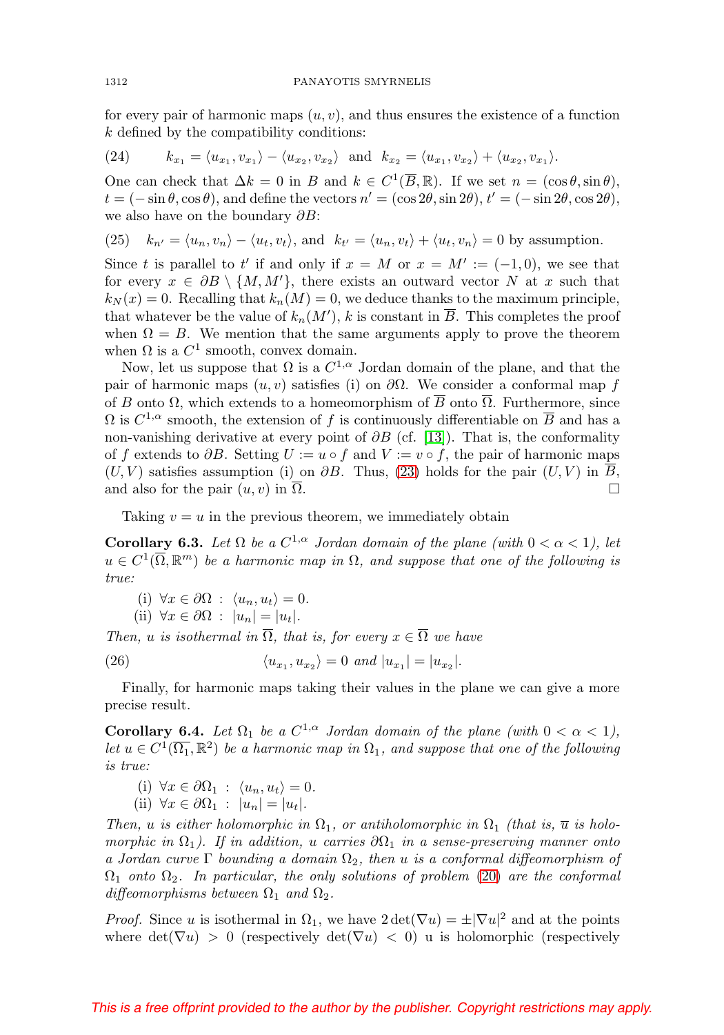for every pair of harmonic maps $(u, v)$, and thus ensures the existence of a function $k$ defined by the compatibility conditions:

$$k_{x_1} = \langle u_{x_1}, v_{x_1}\rangle - \langle u_{x_2}, v_{x_2}\rangle \ \text{ and } \ k_{x_2} = \langle u_{x_1}, v_{x_2}\rangle + \langle u_{x_2}, v_{x_1}\rangle. \tag{24}$$

One can check that $\Delta k = 0$ in $B$ and $k \in C^1(\overline{B}, \mathbb{R})$. If we set $n = (\cos\theta, \sin\theta)$, $t = (-\sin\theta, \cos\theta)$, and define the vectors $n' = (\cos 2\theta, \sin 2\theta)$, $t' = (-\sin 2\theta, \cos 2\theta)$, we also have on the boundary $\partial B$:

$$k_{n'} = \langle u_n, v_n\rangle - \langle u_t, v_t\rangle, \text{ and } \ k_{t'} = \langle u_n, v_t\rangle + \langle u_t, v_n\rangle = 0 \text{ by assumption.} \tag{25}$$

Since $t$ is parallel to $t'$ if and only if $x = M$ or $x = M' := (-1, 0)$, we see that for every $x \in \partial B \setminus \{M, M'\}$, there exists an outward vector $N$ at $x$ such that $k_N(x) = 0$. Recalling that $k_n(M) = 0$, we deduce thanks to the maximum principle, that whatever be the value of $k_n(M')$, $k$ is constant in $\overline{B}$. This completes the proof when $\Omega = B$. We mention that the same arguments apply to prove the theorem when $\Omega$ is a $C^1$ smooth, convex domain.

Now, let us suppose that $\Omega$ is a $C^{1,\alpha}$ Jordan domain of the plane, and that the pair of harmonic maps $(u, v)$ satisfies (i) on $\partial\Omega$. We consider a conformal map $f$ of $B$ onto $\Omega$, which extends to a homeomorphism of $\overline{B}$ onto $\overline{\Omega}$. Furthermore, since $\Omega$ is $C^{1,\alpha}$ smooth, the extension of $f$ is continuously differentiable on $\overline{B}$ and has a non-vanishing derivative at every point of $\partial B$ (cf. [13]). That is, the conformality of $f$ extends to $\partial B$. Setting $U := u \circ f$ and $V := v \circ f$, the pair of harmonic maps $(U, V)$ satisfies assumption (i) on $\partial B$. Thus, (23) holds for the pair $(U, V)$ in $\overline{B}$, and also for the pair $(u, v)$ in $\overline{\Omega}$. ☐

Taking $v = u$ in the previous theorem, we immediately obtain

**Corollary 6.3.** *Let $\Omega$ be a $C^{1,\alpha}$ Jordan domain of the plane (with $0 < \alpha < 1$), let $u \in C^1(\overline{\Omega}, \mathbb{R}^m)$ be a harmonic map in $\Omega$, and suppose that one of the following is true:*

- (i) $\forall x \in \partial\Omega \, : \, \langle u_n, u_t\rangle = 0$.
- (ii) $\forall x \in \partial\Omega \, : \, |u_n| = |u_t|$.

*Then, $u$ is isothermal in $\overline{\Omega}$, that is, for every $x \in \overline{\Omega}$ we have*

$$\langle u_{x_1}, u_{x_2}\rangle = 0 \text{ and } |u_{x_1}| = |u_{x_2}|. \tag{26}$$

Finally, for harmonic maps taking their values in the plane we can give a more precise result.

**Corollary 6.4.** *Let $\Omega_1$ be a $C^{1,\alpha}$ Jordan domain of the plane (with $0 < \alpha < 1$), let $u \in C^1(\overline{\Omega_1}, \mathbb{R}^2)$ be a harmonic map in $\Omega_1$, and suppose that one of the following is true:*

- (i) $\forall x \in \partial\Omega_1 \, : \, \langle u_n, u_t\rangle = 0$.
- (ii) $\forall x \in \partial\Omega_1 \, : \, |u_n| = |u_t|$.

*Then, $u$ is either holomorphic in $\Omega_1$, or antiholomorphic in $\Omega_1$ (that is, $\overline{u}$ is holomorphic in $\Omega_1$). If in addition, $u$ carries $\partial\Omega_1$ in a sense-preserving manner onto a Jordan curve $\Gamma$ bounding a domain $\Omega_2$, then $u$ is a conformal diffeomorphism of $\Omega_1$ onto $\Omega_2$. In particular, the only solutions of problem (20) are the conformal diffeomorphisms between $\Omega_1$ and $\Omega_2$.*

*Proof.* Since $u$ is isothermal in $\Omega_1$, we have $2\det(\nabla u) = \pm|\nabla u|^2$ and at the points where $\det(\nabla u) > 0$ (respectively $\det(\nabla u) < 0$) u is holomorphic (respectively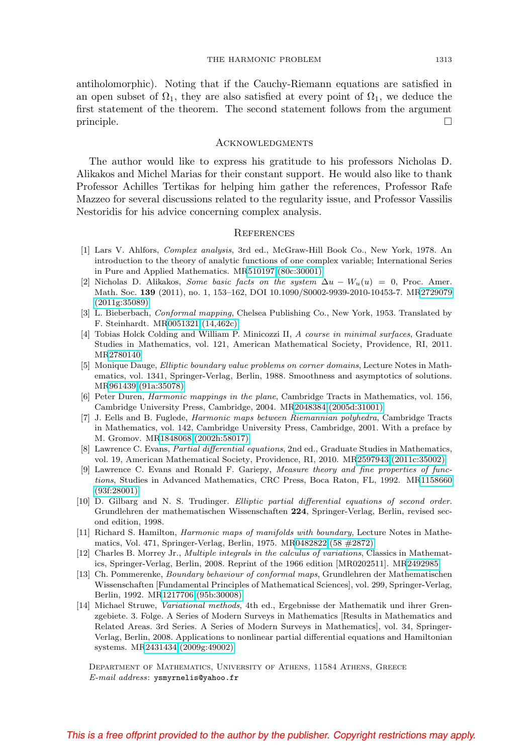antiholomorphic). Noting that if the Cauchy-Riemann equations are satisfied in an open subset of $\Omega_1$, they are also satisfied at every point of $\Omega_1$, we deduce the first statement of the theorem. The second statement follows from the argument principle. □

## Acknowledgments

The author would like to express his gratitude to his professors Nicholas D. Alikakos and Michel Marias for their constant support. He would also like to thank Professor Achilles Tertikas for helping him gather the references, Professor Rafe Mazzeo for several discussions related to the regularity issue, and Professor Vassilis Nestoridis for his advice concerning complex analysis.

## References

[1] Lars V. Ahlfors, *Complex analysis*, 3rd ed., McGraw-Hill Book Co., New York, 1978. An introduction to the theory of analytic functions of one complex variable; International Series in Pure and Applied Mathematics. MR510197 (80c:30001)

[2] Nicholas D. Alikakos, *Some basic facts on the system $\Delta u - W_u(u) = 0$*, Proc. Amer. Math. Soc. **139** (2011), no. 1, 153–162, DOI 10.1090/S0002-9939-2010-10453-7. MR2729079 (2011g:35089)

[3] L. Bieberbach, *Conformal mapping*, Chelsea Publishing Co., New York, 1953. Translated by F. Steinhardt. MR0051321 (14,462c)

[4] Tobias Holck Colding and William P. Minicozzi II, *A course in minimal surfaces*, Graduate Studies in Mathematics, vol. 121, American Mathematical Society, Providence, RI, 2011. MR2780140

[5] Monique Dauge, *Elliptic boundary value problems on corner domains*, Lecture Notes in Mathematics, vol. 1341, Springer-Verlag, Berlin, 1988. Smoothness and asymptotics of solutions. MR961439 (91a:35078)

[6] Peter Duren, *Harmonic mappings in the plane*, Cambridge Tracts in Mathematics, vol. 156, Cambridge University Press, Cambridge, 2004. MR2048384 (2005d:31001)

[7] J. Eells and B. Fuglede, *Harmonic maps between Riemannian polyhedra*, Cambridge Tracts in Mathematics, vol. 142, Cambridge University Press, Cambridge, 2001. With a preface by M. Gromov. MR1848068 (2002h:58017)

[8] Lawrence C. Evans, *Partial differential equations*, 2nd ed., Graduate Studies in Mathematics, vol. 19, American Mathematical Society, Providence, RI, 2010. MR2597943 (2011c:35002)

[9] Lawrence C. Evans and Ronald F. Gariepy, *Measure theory and fine properties of functions*, Studies in Advanced Mathematics, CRC Press, Boca Raton, FL, 1992. MR1158660 (93f:28001)

[10] D. Gilbarg and N. S. Trudinger. *Elliptic partial differential equations of second order.* Grundlehren der mathematischen Wissenschaften **224**, Springer-Verlag, Berlin, revised second edition, 1998.

[11] Richard S. Hamilton, *Harmonic maps of manifolds with boundary*, Lecture Notes in Mathematics, Vol. 471, Springer-Verlag, Berlin, 1975. MR0482822 (58 #2872)

[12] Charles B. Morrey Jr., *Multiple integrals in the calculus of variations*, Classics in Mathematics, Springer-Verlag, Berlin, 2008. Reprint of the 1966 edition [MR0202511]. MR2492985

[13] Ch. Pommerenke, *Boundary behaviour of conformal maps*, Grundlehren der Mathematischen Wissenschaften [Fundamental Principles of Mathematical Sciences], vol. 299, Springer-Verlag, Berlin, 1992. MR1217706 (95b:30008)

[14] Michael Struwe, *Variational methods*, 4th ed., Ergebnisse der Mathematik und ihrer Grenzgebiete. 3. Folge. A Series of Modern Surveys in Mathematics [Results in Mathematics and Related Areas. 3rd Series. A Series of Modern Surveys in Mathematics], vol. 34, Springer-Verlag, Berlin, 2008. Applications to nonlinear partial differential equations and Hamiltonian systems. MR2431434 (2009g:49002)

Department of Mathematics, University of Athens, 11584 Athens, Greece
*E-mail address*: ysmyrnelis@yahoo.fr

This is a free offprint provided to the author by the publisher. Copyright restrictions may apply.